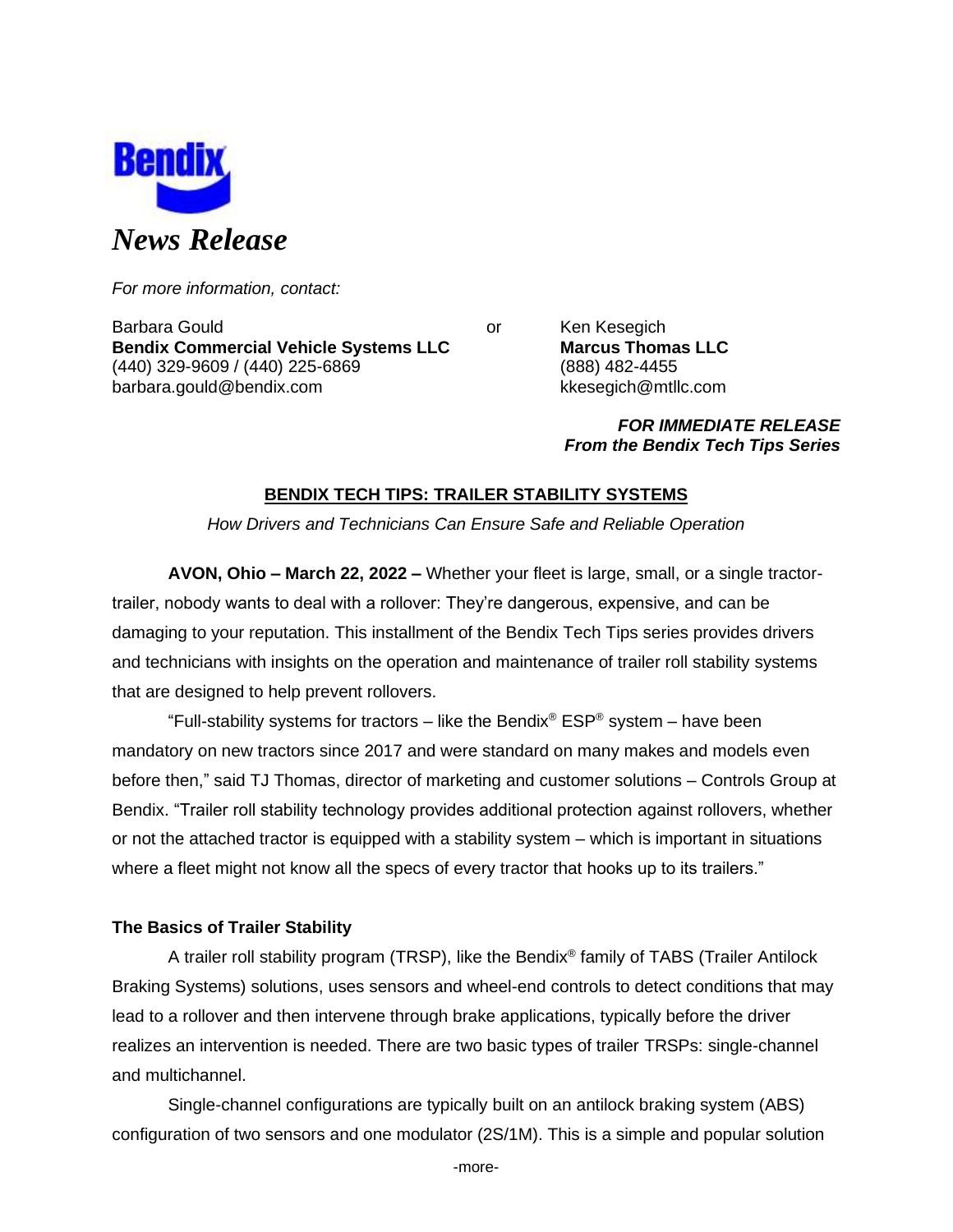Bendix

*News Release*

*For more information, contact:*

Barbara Gould
**Bendix Commercial Vehicle Systems LLC**
(440) 329-9609 / (440) 225-6869
barbara.gould@bendix.com

or

Ken Kesegich
**Marcus Thomas LLC**
(888) 482-4455
kkesegich@mtllc.com

***FOR IMMEDIATE RELEASE***
***From the Bendix Tech Tips Series***

**BENDIX TECH TIPS: TRAILER STABILITY SYSTEMS**

*How Drivers and Technicians Can Ensure Safe and Reliable Operation*

**AVON, Ohio – March 22, 2022 –** Whether your fleet is large, small, or a single tractor-trailer, nobody wants to deal with a rollover: They're dangerous, expensive, and can be damaging to your reputation. This installment of the Bendix Tech Tips series provides drivers and technicians with insights on the operation and maintenance of trailer roll stability systems that are designed to help prevent rollovers.

"Full-stability systems for tractors – like the Bendix® ESP® system – have been mandatory on new tractors since 2017 and were standard on many makes and models even before then," said TJ Thomas, director of marketing and customer solutions – Controls Group at Bendix. "Trailer roll stability technology provides additional protection against rollovers, whether or not the attached tractor is equipped with a stability system – which is important in situations where a fleet might not know all the specs of every tractor that hooks up to its trailers."

**The Basics of Trailer Stability**

A trailer roll stability program (TRSP), like the Bendix® family of TABS (Trailer Antilock Braking Systems) solutions, uses sensors and wheel-end controls to detect conditions that may lead to a rollover and then intervene through brake applications, typically before the driver realizes an intervention is needed. There are two basic types of trailer TRSPs: single-channel and multichannel.

Single-channel configurations are typically built on an antilock braking system (ABS) configuration of two sensors and one modulator (2S/1M). This is a simple and popular solution

-more-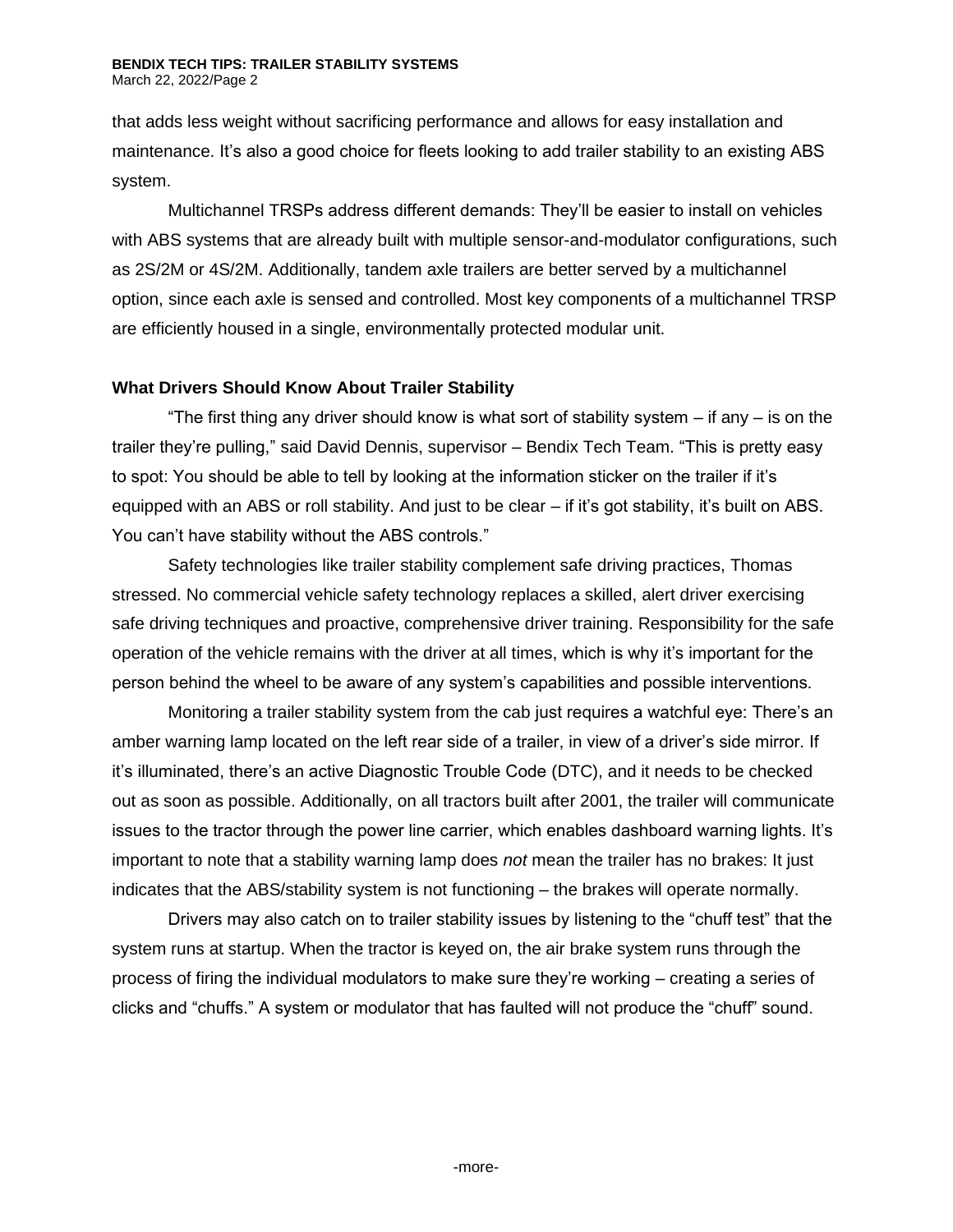that adds less weight without sacrificing performance and allows for easy installation and maintenance. It's also a good choice for fleets looking to add trailer stability to an existing ABS system.

Multichannel TRSPs address different demands: They'll be easier to install on vehicles with ABS systems that are already built with multiple sensor-and-modulator configurations, such as 2S/2M or 4S/2M. Additionally, tandem axle trailers are better served by a multichannel option, since each axle is sensed and controlled. Most key components of a multichannel TRSP are efficiently housed in a single, environmentally protected modular unit.

**What Drivers Should Know About Trailer Stability**

"The first thing any driver should know is what sort of stability system – if any – is on the trailer they're pulling," said David Dennis, supervisor – Bendix Tech Team. "This is pretty easy to spot: You should be able to tell by looking at the information sticker on the trailer if it's equipped with an ABS or roll stability. And just to be clear – if it's got stability, it's built on ABS. You can't have stability without the ABS controls."

Safety technologies like trailer stability complement safe driving practices, Thomas stressed. No commercial vehicle safety technology replaces a skilled, alert driver exercising safe driving techniques and proactive, comprehensive driver training. Responsibility for the safe operation of the vehicle remains with the driver at all times, which is why it's important for the person behind the wheel to be aware of any system's capabilities and possible interventions.

Monitoring a trailer stability system from the cab just requires a watchful eye: There's an amber warning lamp located on the left rear side of a trailer, in view of a driver's side mirror. If it's illuminated, there's an active Diagnostic Trouble Code (DTC), and it needs to be checked out as soon as possible. Additionally, on all tractors built after 2001, the trailer will communicate issues to the tractor through the power line carrier, which enables dashboard warning lights. It's important to note that a stability warning lamp does *not* mean the trailer has no brakes: It just indicates that the ABS/stability system is not functioning – the brakes will operate normally.

Drivers may also catch on to trailer stability issues by listening to the "chuff test" that the system runs at startup. When the tractor is keyed on, the air brake system runs through the process of firing the individual modulators to make sure they're working – creating a series of clicks and "chuffs." A system or modulator that has faulted will not produce the "chuff" sound.

-more-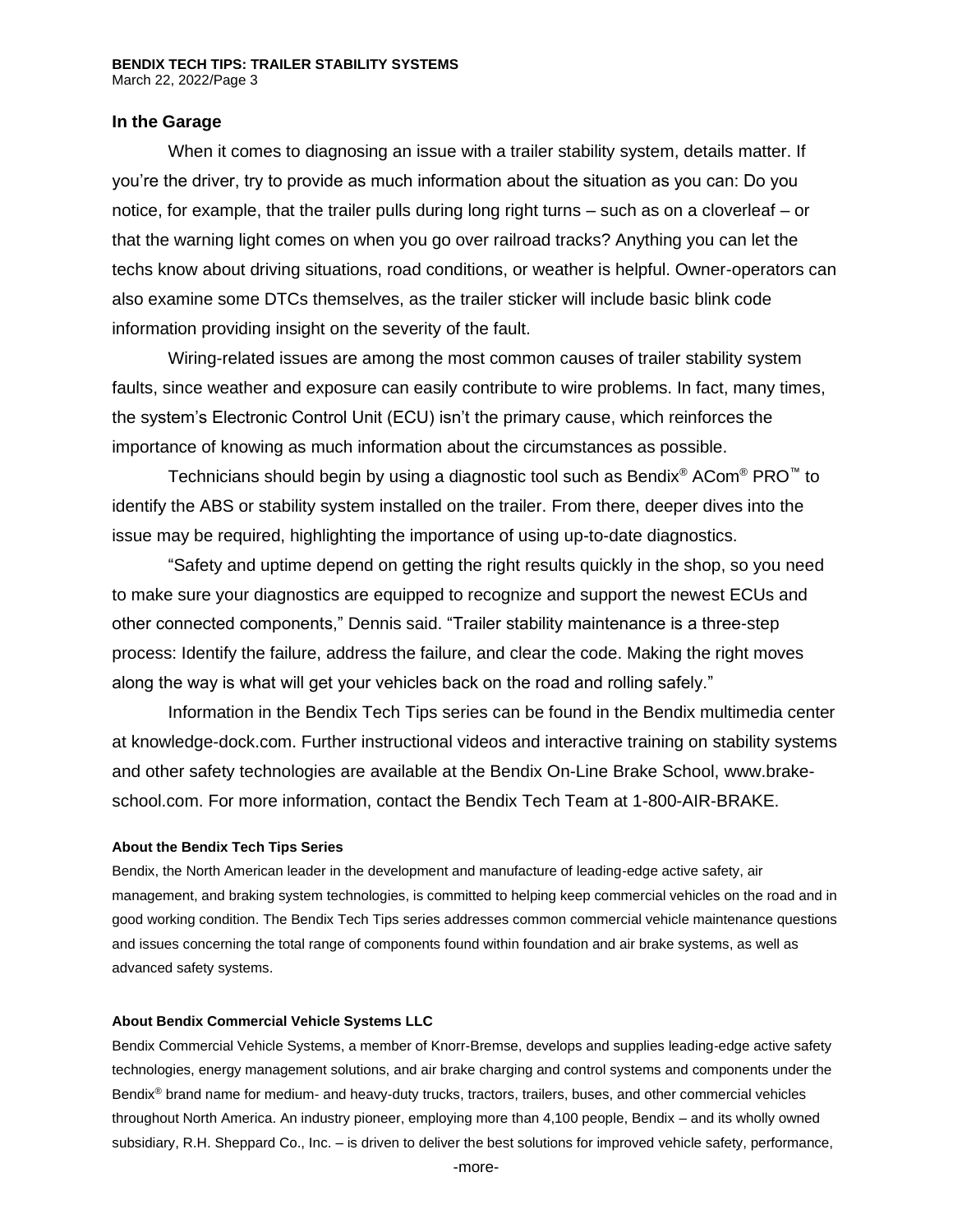## In the Garage

When it comes to diagnosing an issue with a trailer stability system, details matter. If you're the driver, try to provide as much information about the situation as you can: Do you notice, for example, that the trailer pulls during long right turns – such as on a cloverleaf – or that the warning light comes on when you go over railroad tracks? Anything you can let the techs know about driving situations, road conditions, or weather is helpful. Owner-operators can also examine some DTCs themselves, as the trailer sticker will include basic blink code information providing insight on the severity of the fault.

Wiring-related issues are among the most common causes of trailer stability system faults, since weather and exposure can easily contribute to wire problems. In fact, many times, the system's Electronic Control Unit (ECU) isn't the primary cause, which reinforces the importance of knowing as much information about the circumstances as possible.

Technicians should begin by using a diagnostic tool such as Bendix® ACom® PRO™ to identify the ABS or stability system installed on the trailer. From there, deeper dives into the issue may be required, highlighting the importance of using up-to-date diagnostics.

"Safety and uptime depend on getting the right results quickly in the shop, so you need to make sure your diagnostics are equipped to recognize and support the newest ECUs and other connected components," Dennis said. "Trailer stability maintenance is a three-step process: Identify the failure, address the failure, and clear the code. Making the right moves along the way is what will get your vehicles back on the road and rolling safely."

Information in the Bendix Tech Tips series can be found in the Bendix multimedia center at knowledge-dock.com. Further instructional videos and interactive training on stability systems and other safety technologies are available at the Bendix On-Line Brake School, www.brake-school.com. For more information, contact the Bendix Tech Team at 1-800-AIR-BRAKE.

**About the Bendix Tech Tips Series**

Bendix, the North American leader in the development and manufacture of leading-edge active safety, air management, and braking system technologies, is committed to helping keep commercial vehicles on the road and in good working condition. The Bendix Tech Tips series addresses common commercial vehicle maintenance questions and issues concerning the total range of components found within foundation and air brake systems, as well as advanced safety systems.

**About Bendix Commercial Vehicle Systems LLC**

Bendix Commercial Vehicle Systems, a member of Knorr-Bremse, develops and supplies leading-edge active safety technologies, energy management solutions, and air brake charging and control systems and components under the Bendix® brand name for medium- and heavy-duty trucks, tractors, trailers, buses, and other commercial vehicles throughout North America. An industry pioneer, employing more than 4,100 people, Bendix – and its wholly owned subsidiary, R.H. Sheppard Co., Inc. – is driven to deliver the best solutions for improved vehicle safety, performance,

-more-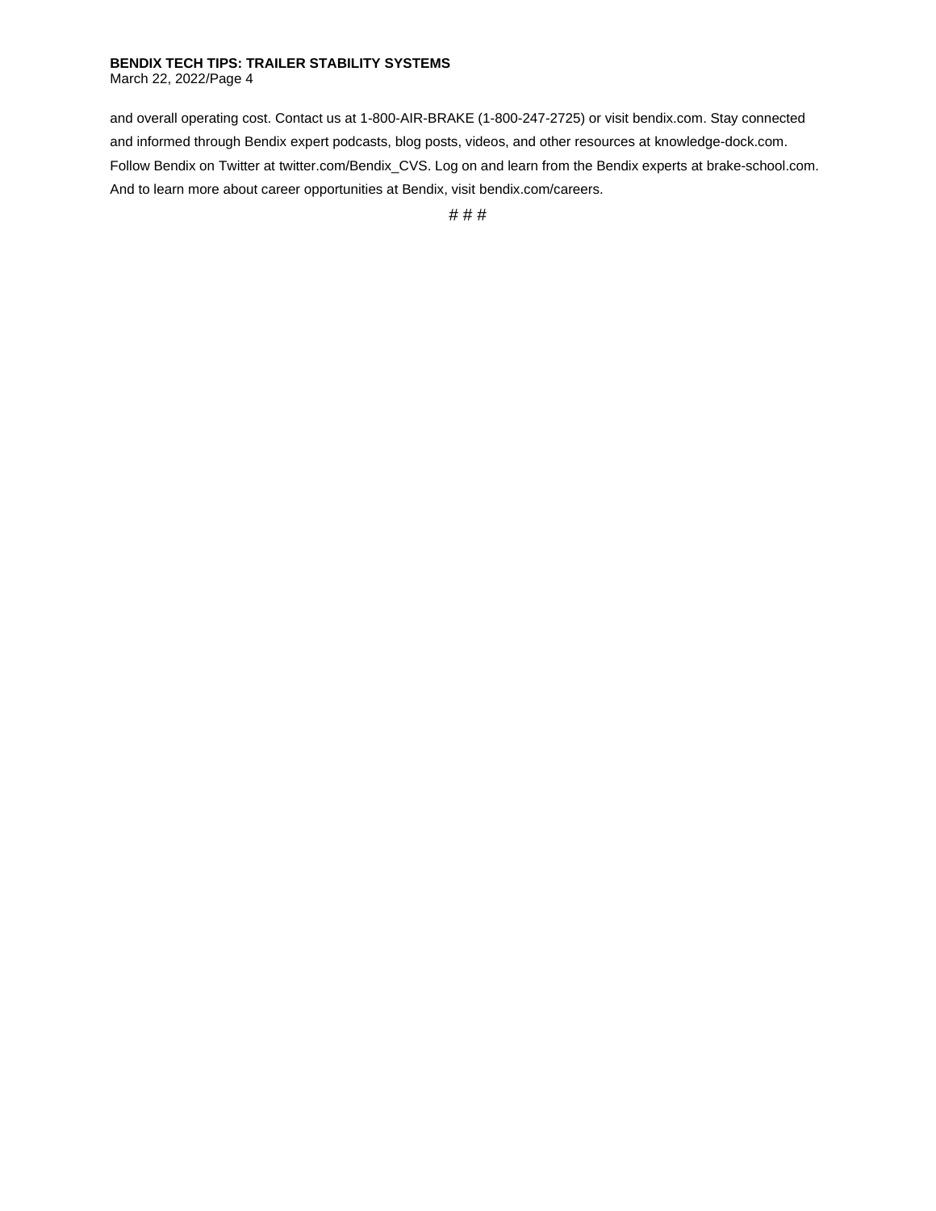and overall operating cost. Contact us at 1-800-AIR-BRAKE (1-800-247-2725) or visit bendix.com. Stay connected and informed through Bendix expert podcasts, blog posts, videos, and other resources at knowledge-dock.com. Follow Bendix on Twitter at twitter.com/Bendix_CVS. Log on and learn from the Bendix experts at brake-school.com. And to learn more about career opportunities at Bendix, visit bendix.com/careers.

# # #